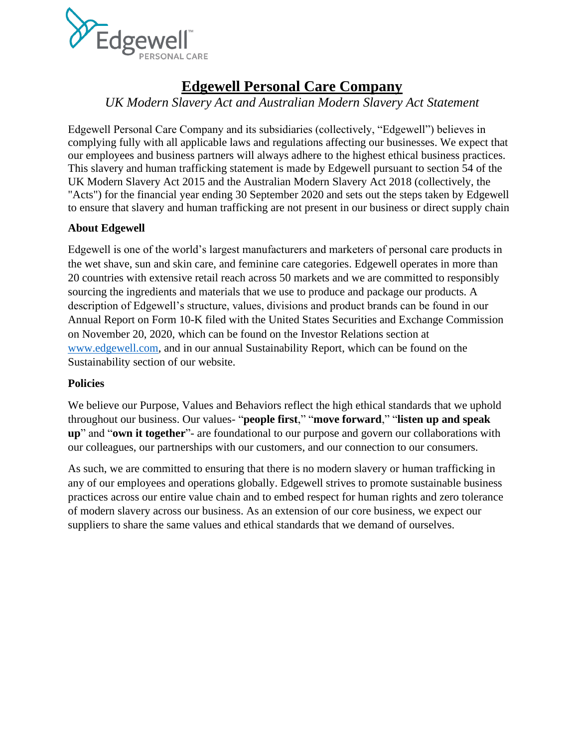# Edgewell Personal Care Company

*UK Modern Slavery Act and Australian Modern Slavery Act Statement*

Edgewell Personal Care Company and its subsidiaries (collectively, "Edgewell") believes in complying fully with all applicable laws and regulations affecting our businesses. We expect that our employees and business partners will always adhere to the highest ethical business practices. This slavery and human trafficking statement is made by Edgewell pursuant to section 54 of the UK Modern Slavery Act 2015 and the Australian Modern Slavery Act 2018 (collectively, the "Acts") for the financial year ending 30 September 2020 and sets out the steps taken by Edgewell to ensure that slavery and human trafficking are not present in our business or direct supply chain

## About Edgewell

Edgewell is one of the world's largest manufacturers and marketers of personal care products in the wet shave, sun and skin care, and feminine care categories. Edgewell operates in more than 20 countries with extensive retail reach across 50 markets and we are committed to responsibly sourcing the ingredients and materials that we use to produce and package our products. A description of Edgewell's structure, values, divisions and product brands can be found in our Annual Report on Form 10-K filed with the United States Securities and Exchange Commission on November 20, 2020, which can be found on the Investor Relations section at www.edgewell.com, and in our annual Sustainability Report, which can be found on the Sustainability section of our website.

## Policies

We believe our Purpose, Values and Behaviors reflect the high ethical standards that we uphold throughout our business. Our values- "**people first**," "**move forward**," "**listen up and speak up**" and "**own it together**"- are foundational to our purpose and govern our collaborations with our colleagues, our partnerships with our customers, and our connection to our consumers.

As such, we are committed to ensuring that there is no modern slavery or human trafficking in any of our employees and operations globally. Edgewell strives to promote sustainable business practices across our entire value chain and to embed respect for human rights and zero tolerance of modern slavery across our business. As an extension of our core business, we expect our suppliers to share the same values and ethical standards that we demand of ourselves.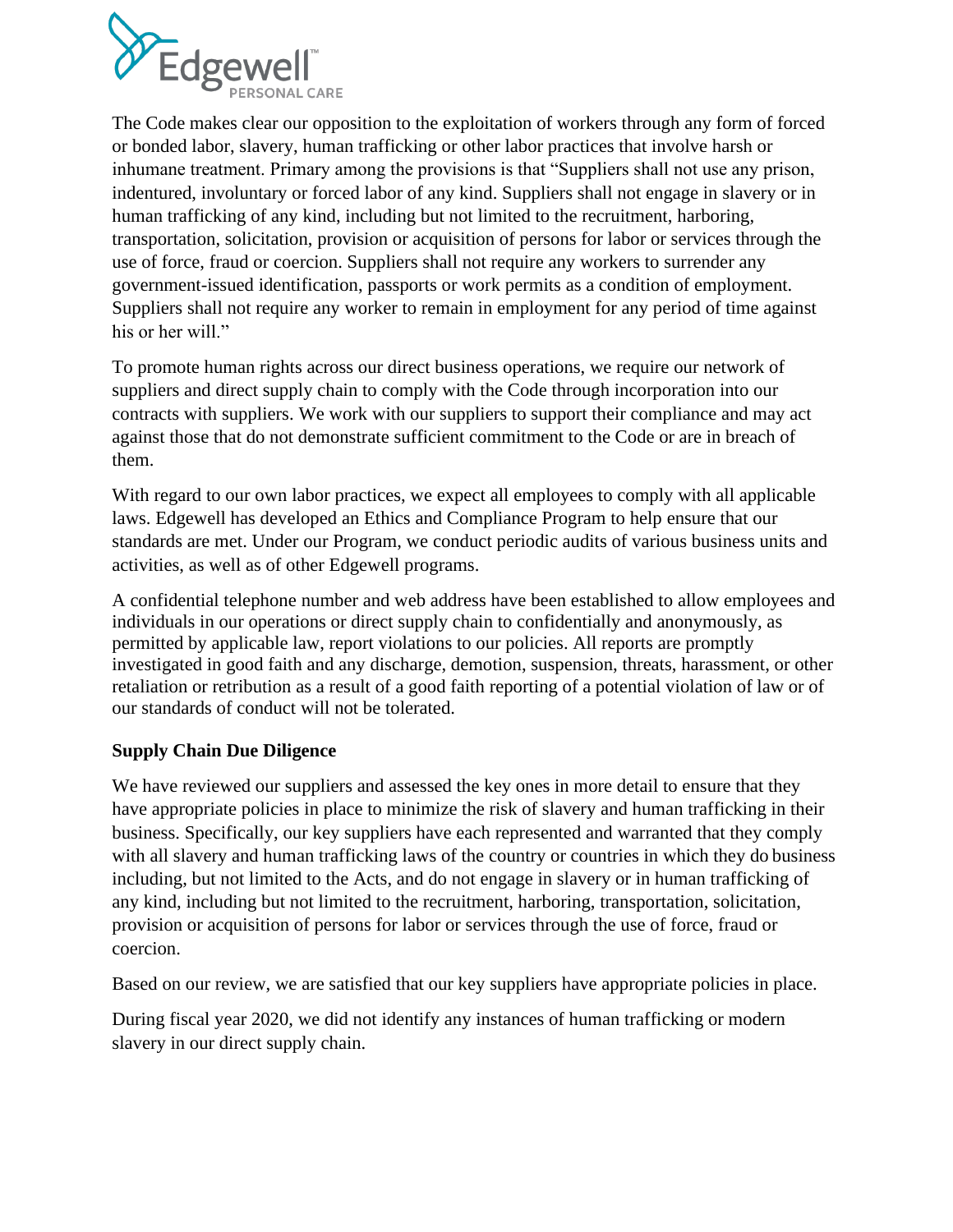The Code makes clear our opposition to the exploitation of workers through any form of forced or bonded labor, slavery, human trafficking or other labor practices that involve harsh or inhumane treatment. Primary among the provisions is that "Suppliers shall not use any prison, indentured, involuntary or forced labor of any kind. Suppliers shall not engage in slavery or in human trafficking of any kind, including but not limited to the recruitment, harboring, transportation, solicitation, provision or acquisition of persons for labor or services through the use of force, fraud or coercion. Suppliers shall not require any workers to surrender any government-issued identification, passports or work permits as a condition of employment. Suppliers shall not require any worker to remain in employment for any period of time against his or her will."

To promote human rights across our direct business operations, we require our network of suppliers and direct supply chain to comply with the Code through incorporation into our contracts with suppliers. We work with our suppliers to support their compliance and may act against those that do not demonstrate sufficient commitment to the Code or are in breach of them.

With regard to our own labor practices, we expect all employees to comply with all applicable laws. Edgewell has developed an Ethics and Compliance Program to help ensure that our standards are met. Under our Program, we conduct periodic audits of various business units and activities, as well as of other Edgewell programs.

A confidential telephone number and web address have been established to allow employees and individuals in our operations or direct supply chain to confidentially and anonymously, as permitted by applicable law, report violations to our policies. All reports are promptly investigated in good faith and any discharge, demotion, suspension, threats, harassment, or other retaliation or retribution as a result of a good faith reporting of a potential violation of law or of our standards of conduct will not be tolerated.

**Supply Chain Due Diligence**

We have reviewed our suppliers and assessed the key ones in more detail to ensure that they have appropriate policies in place to minimize the risk of slavery and human trafficking in their business. Specifically, our key suppliers have each represented and warranted that they comply with all slavery and human trafficking laws of the country or countries in which they do business including, but not limited to the Acts, and do not engage in slavery or in human trafficking of any kind, including but not limited to the recruitment, harboring, transportation, solicitation, provision or acquisition of persons for labor or services through the use of force, fraud or coercion.

Based on our review, we are satisfied that our key suppliers have appropriate policies in place.

During fiscal year 2020, we did not identify any instances of human trafficking or modern slavery in our direct supply chain.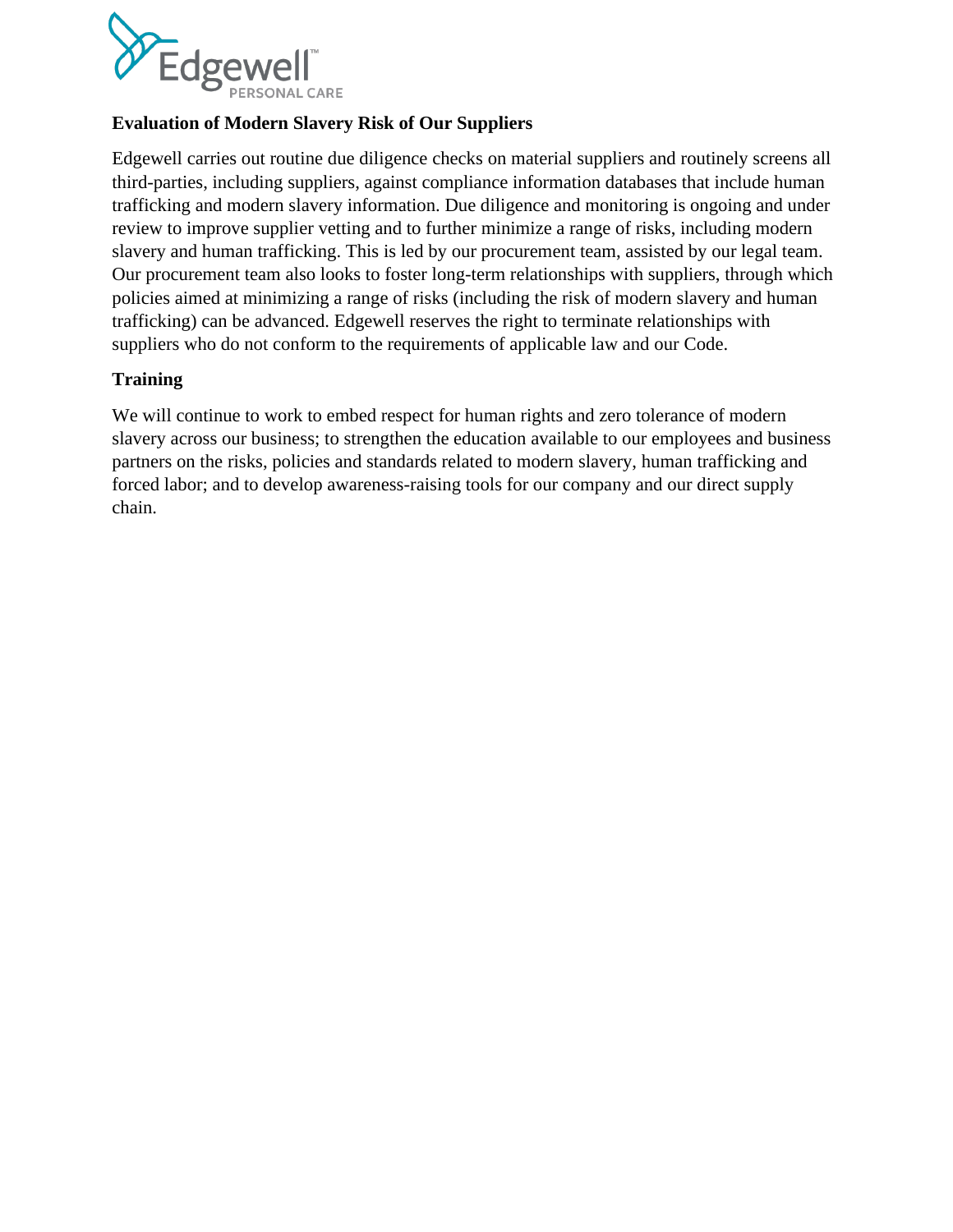## Evaluation of Modern Slavery Risk of Our Suppliers

Edgewell carries out routine due diligence checks on material suppliers and routinely screens all third-parties, including suppliers, against compliance information databases that include human trafficking and modern slavery information. Due diligence and monitoring is ongoing and under review to improve supplier vetting and to further minimize a range of risks, including modern slavery and human trafficking. This is led by our procurement team, assisted by our legal team. Our procurement team also looks to foster long-term relationships with suppliers, through which policies aimed at minimizing a range of risks (including the risk of modern slavery and human trafficking) can be advanced. Edgewell reserves the right to terminate relationships with suppliers who do not conform to the requirements of applicable law and our Code.

## Training

We will continue to work to embed respect for human rights and zero tolerance of modern slavery across our business; to strengthen the education available to our employees and business partners on the risks, policies and standards related to modern slavery, human trafficking and forced labor; and to develop awareness-raising tools for our company and our direct supply chain.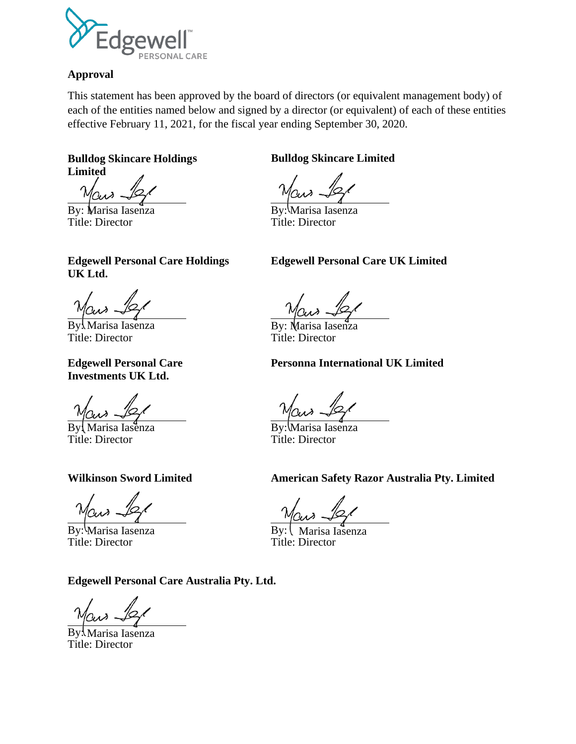## Approval

This statement has been approved by the board of directors (or equivalent management body) of each of the entities named below and signed by a director (or equivalent) of each of these entities effective February 11, 2021, for the fiscal year ending September 30, 2020.

**Bulldog Skincare Holdings Limited**

By: Marisa Iasenza
Title: Director

**Bulldog Skincare Limited**

By: Marisa Iasenza
Title: Director

**Edgewell Personal Care Holdings UK Ltd.**

By: Marisa Iasenza
Title: Director

**Edgewell Personal Care UK Limited**

By: Marisa Iasenza
Title: Director

**Edgewell Personal Care Investments UK Ltd.**

By: Marisa Iasenza
Title: Director

**Personna International UK Limited**

By: Marisa Iasenza
Title: Director

**Wilkinson Sword Limited**

By: Marisa Iasenza
Title: Director

**American Safety Razor Australia Pty. Limited**

By: Marisa Iasenza
Title: Director

**Edgewell Personal Care Australia Pty. Ltd.**

By: Marisa Iasenza
Title: Director